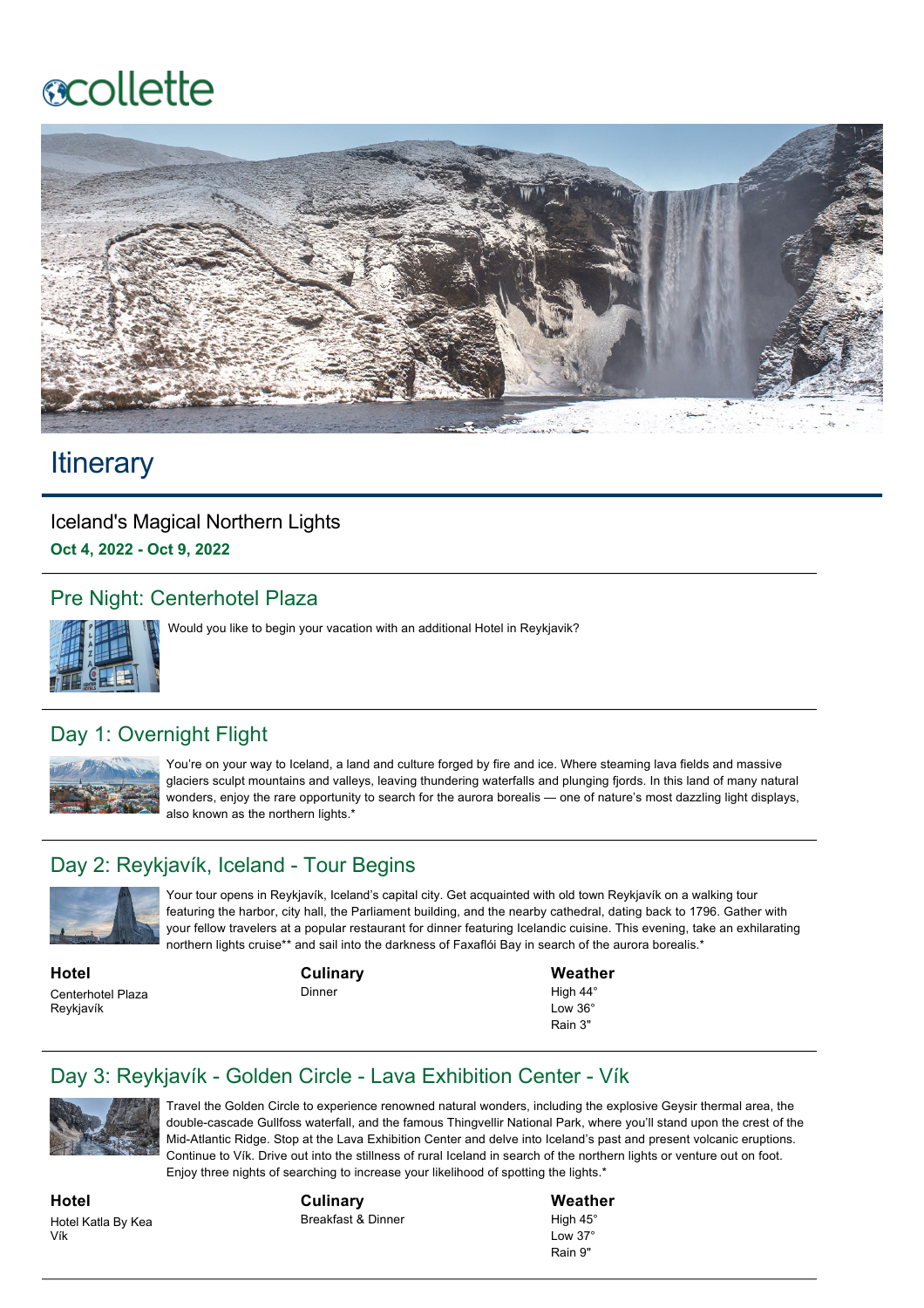# Itinerary

## Iceland's Magical Northern Lights

**Oct 4, 2022 - Oct 9, 2022**

## Pre Night: Centerhotel Plaza

Would you like to begin your vacation with an additional Hotel in Reykjavik?

## Day 1: Overnight Flight

You're on your way to Iceland, a land and culture forged by fire and ice. Where steaming lava fields and massive glaciers sculpt mountains and valleys, leaving thundering waterfalls and plunging fjords. In this land of many natural wonders, enjoy the rare opportunity to search for the aurora borealis — one of nature's most dazzling light displays, also known as the northern lights.*

## Day 2: Reykjavík, Iceland - Tour Begins

Your tour opens in Reykjavík, Iceland's capital city. Get acquainted with old town Reykjavík on a walking tour featuring the harbor, city hall, the Parliament building, and the nearby cathedral, dating back to 1796. Gather with your fellow travelers at a popular restaurant for dinner featuring Icelandic cuisine. This evening, take an exhilarating northern lights cruise** and sail into the darkness of Faxaflói Bay in search of the aurora borealis.*

**Hotel**
Centerhotel Plaza
Reykjavík

**Culinary**
Dinner

**Weather**
High 44°
Low 36°
Rain 3"

## Day 3: Reykjavík - Golden Circle - Lava Exhibition Center - Vík

Travel the Golden Circle to experience renowned natural wonders, including the explosive Geysir thermal area, the double-cascade Gullfoss waterfall, and the famous Thingvellir National Park, where you'll stand upon the crest of the Mid-Atlantic Ridge. Stop at the Lava Exhibition Center and delve into Iceland's past and present volcanic eruptions. Continue to Vík. Drive out into the stillness of rural Iceland in search of the northern lights or venture out on foot. Enjoy three nights of searching to increase your likelihood of spotting the lights.*

**Hotel**
Hotel Katla By Kea
Vík

**Culinary**
Breakfast & Dinner

**Weather**
High 45°
Low 37°
Rain 9"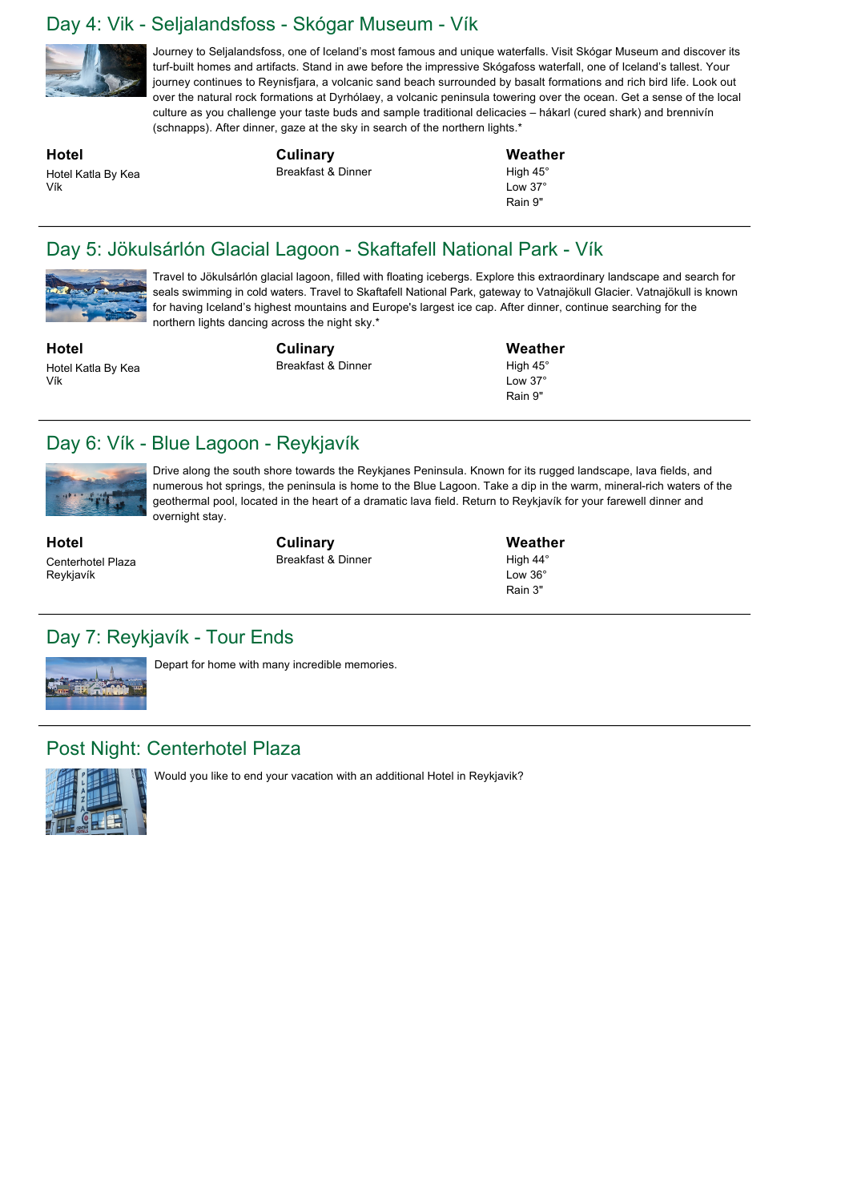## Day 4: Vik - Seljalandsfoss - Skógar Museum - Vík

Journey to Seljalandsfoss, one of Iceland's most famous and unique waterfalls. Visit Skógar Museum and discover its turf-built homes and artifacts. Stand in awe before the impressive Skógafoss waterfall, one of Iceland's tallest. Your journey continues to Reynisfjara, a volcanic sand beach surrounded by basalt formations and rich bird life. Look out over the natural rock formations at Dyrhólaey, a volcanic peninsula towering over the ocean. Get a sense of the local culture as you challenge your taste buds and sample traditional delicacies – hákarl (cured shark) and brennivín (schnapps). After dinner, gaze at the sky in search of the northern lights.*

**Hotel**
Hotel Katla By Kea
Vík

**Culinary**
Breakfast & Dinner

**Weather**
High 45°
Low 37°
Rain 9"

---

## Day 5: Jökulsárlón Glacial Lagoon - Skaftafell National Park - Vík

Travel to Jökulsárlón glacial lagoon, filled with floating icebergs. Explore this extraordinary landscape and search for seals swimming in cold waters. Travel to Skaftafell National Park, gateway to Vatnajökull Glacier. Vatnajökull is known for having Iceland's highest mountains and Europe's largest ice cap. After dinner, continue searching for the northern lights dancing across the night sky.*

**Hotel**
Hotel Katla By Kea
Vík

**Culinary**
Breakfast & Dinner

**Weather**
High 45°
Low 37°
Rain 9"

---

## Day 6: Vík - Blue Lagoon - Reykjavík

Drive along the south shore towards the Reykjanes Peninsula. Known for its rugged landscape, lava fields, and numerous hot springs, the peninsula is home to the Blue Lagoon. Take a dip in the warm, mineral-rich waters of the geothermal pool, located in the heart of a dramatic lava field. Return to Reykjavík for your farewell dinner and overnight stay.

**Hotel**
Centerhotel Plaza
Reykjavík

**Culinary**
Breakfast & Dinner

**Weather**
High 44°
Low 36°
Rain 3"

---

## Day 7: Reykjavík - Tour Ends

Depart for home with many incredible memories.

---

## Post Night: Centerhotel Plaza

Would you like to end your vacation with an additional Hotel in Reykjavik?